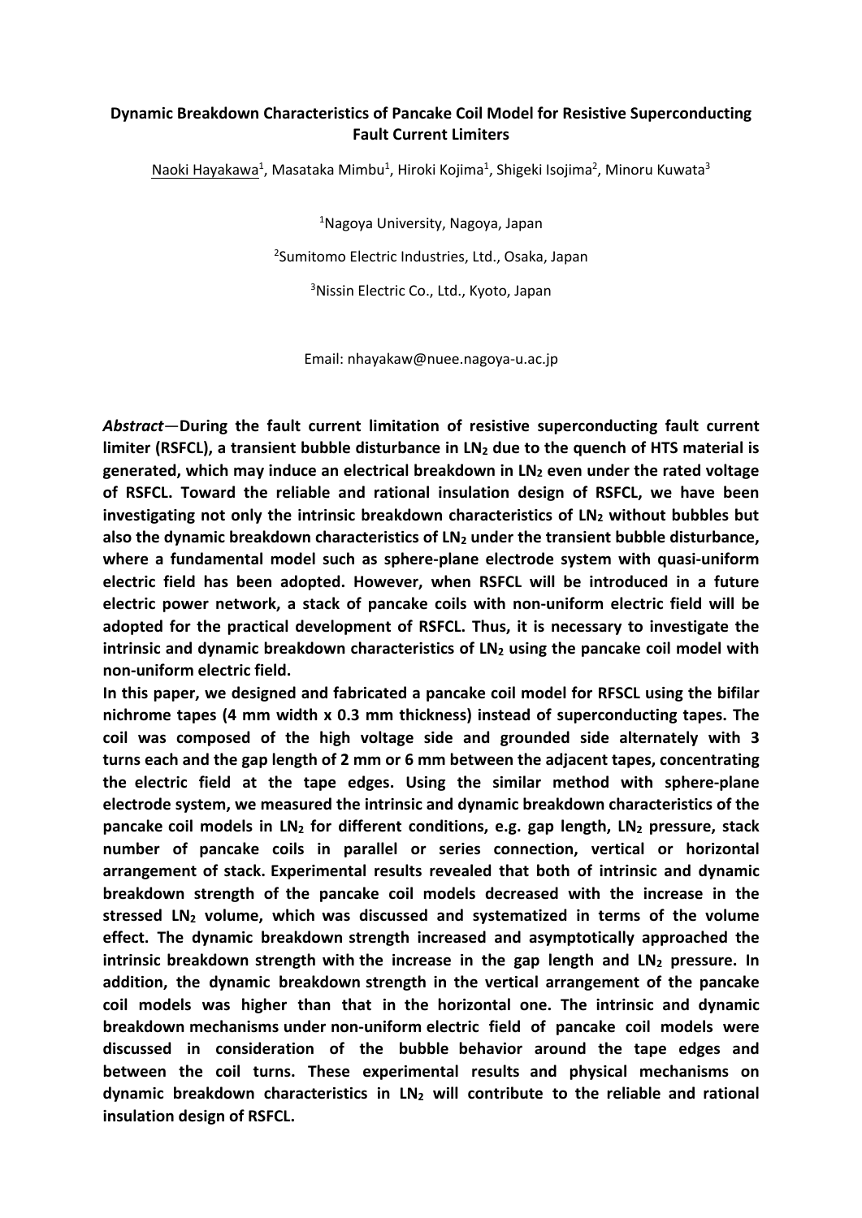# Dynamic Breakdown Characteristics of Pancake Coil Model for Resistive Superconducting Fault Current Limiters

Naoki Hayakawa[1], Masataka Mimbu[1], Hiroki Kojima[1], Shigeki Isojima[2], Minoru Kuwata[3]

[1]Nagoya University, Nagoya, Japan

[2]Sumitomo Electric Industries, Ltd., Osaka, Japan

[3]Nissin Electric Co., Ltd., Kyoto, Japan

Email: nhayakaw@nuee.nagoya-u.ac.jp

***Abstract*—During the fault current limitation of resistive superconducting fault current limiter (RSFCL), a transient bubble disturbance in $LN_2$ due to the quench of HTS material is generated, which may induce an electrical breakdown in $LN_2$ even under the rated voltage of RSFCL. Toward the reliable and rational insulation design of RSFCL, we have been investigating not only the intrinsic breakdown characteristics of $LN_2$ without bubbles but also the dynamic breakdown characteristics of $LN_2$ under the transient bubble disturbance, where a fundamental model such as sphere-plane electrode system with quasi-uniform electric field has been adopted. However, when RSFCL will be introduced in a future electric power network, a stack of pancake coils with non-uniform electric field will be adopted for the practical development of RSFCL. Thus, it is necessary to investigate the intrinsic and dynamic breakdown characteristics of $LN_2$ using the pancake coil model with non-uniform electric field.**

**In this paper, we designed and fabricated a pancake coil model for RFSCL using the bifilar nichrome tapes (4 mm width x 0.3 mm thickness) instead of superconducting tapes. The coil was composed of the high voltage side and grounded side alternately with 3 turns each and the gap length of 2 mm or 6 mm between the adjacent tapes, concentrating the electric field at the tape edges. Using the similar method with sphere-plane electrode system, we measured the intrinsic and dynamic breakdown characteristics of the pancake coil models in $LN_2$ for different conditions, e.g. gap length, $LN_2$ pressure, stack number of pancake coils in parallel or series connection, vertical or horizontal arrangement of stack. Experimental results revealed that both of intrinsic and dynamic breakdown strength of the pancake coil models decreased with the increase in the stressed $LN_2$ volume, which was discussed and systematized in terms of the volume effect. The dynamic breakdown strength increased and asymptotically approached the intrinsic breakdown strength with the increase in the gap length and $LN_2$ pressure. In addition, the dynamic breakdown strength in the vertical arrangement of the pancake coil models was higher than that in the horizontal one. The intrinsic and dynamic breakdown mechanisms under non-uniform electric field of pancake coil models were discussed in consideration of the bubble behavior around the tape edges and between the coil turns. These experimental results and physical mechanisms on dynamic breakdown characteristics in $LN_2$ will contribute to the reliable and rational insulation design of RSFCL.**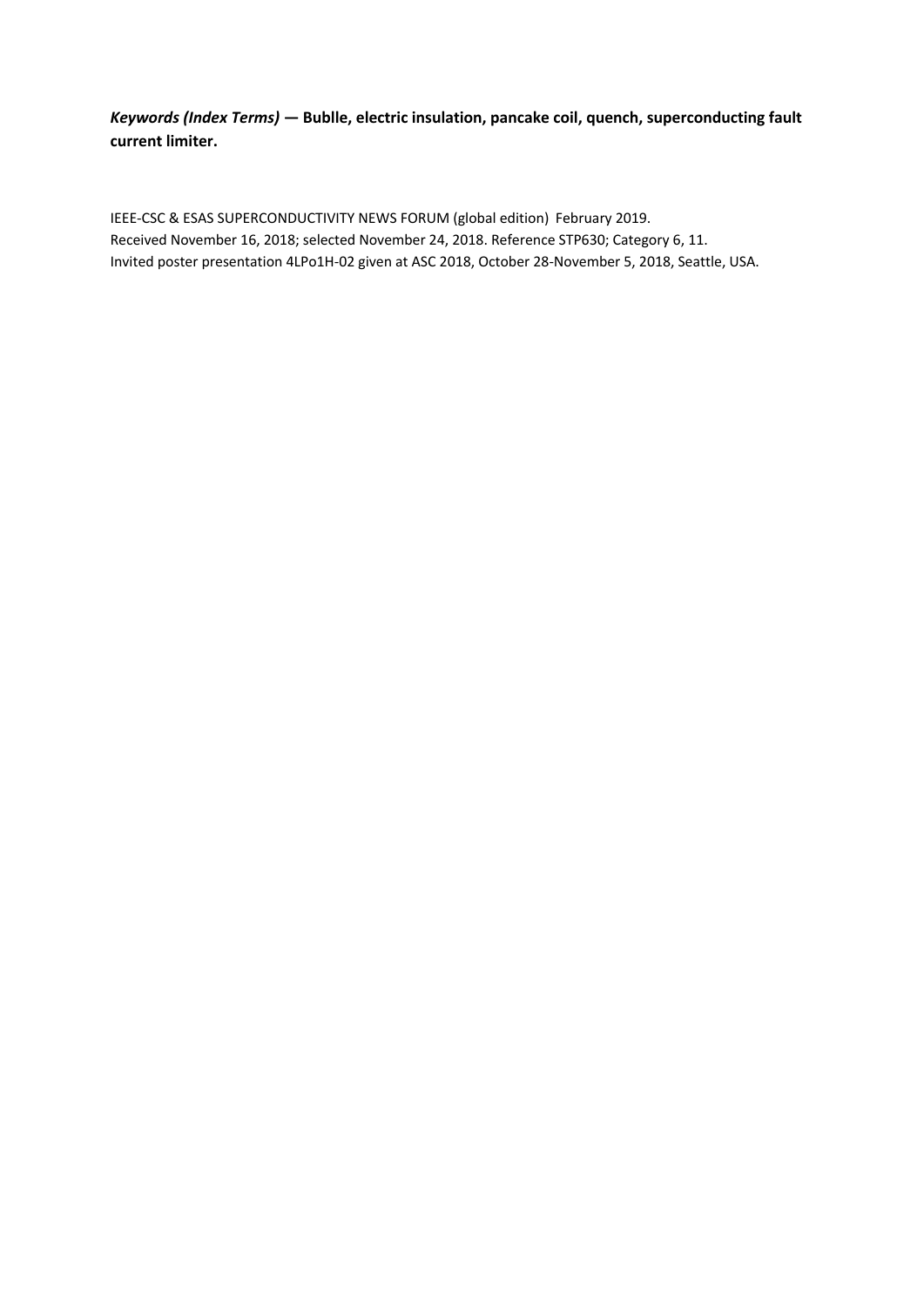***Keywords (Index Terms)* — Bublle, electric insulation, pancake coil, quench, superconducting fault current limiter.**

IEEE-CSC & ESAS SUPERCONDUCTIVITY NEWS FORUM (global edition) February 2019.
Received November 16, 2018; selected November 24, 2018. Reference STP630; Category 6, 11.
Invited poster presentation 4LPo1H-02 given at ASC 2018, October 28-November 5, 2018, Seattle, USA.